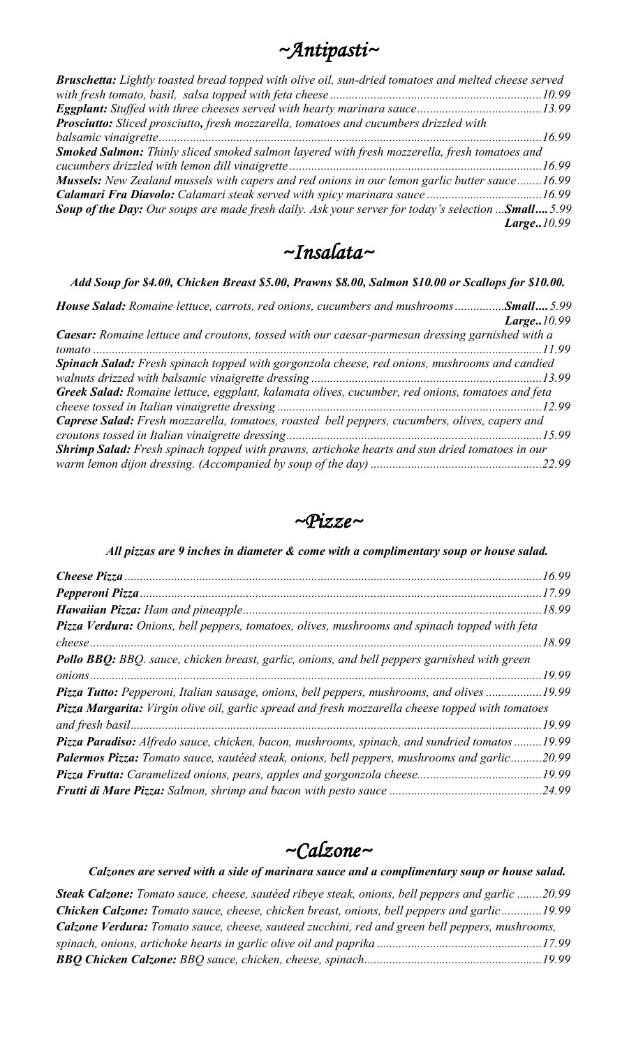# ~Antipasti~

***Bruschetta:*** *Lightly toasted bread topped with olive oil, sun-dried tomatoes and melted cheese served with fresh tomato, basil, salsa topped with feta cheese* ....................................................................10.99

***Eggplant:*** *Stuffed with three cheeses served with hearty marinara sauce* ........................................13.99

***Prosciutto:*** *Sliced prosciutto, fresh mozzarella, tomatoes and cucumbers drizzled with balsamic vinaigrette* ....................................................................................................................16.99

***Smoked Salmon:*** *Thinly sliced smoked salmon layered with fresh mozzerella, fresh tomatoes and cucumbers drizzled with lemon dill vinaigrette* .................................................................................16.99

***Mussels:*** *New Zealand mussels with capers and red onions in our lemon garlic butter sauce* ........16.99

***Calamari Fra Diavolo:*** *Calamari steak served with spicy marinara sauce* .....................................16.99

***Soup of the Day:*** *Our soups are made fresh daily. Ask your server for today's selection* ...***Small....*** *5.99*
***Large..*** *10.99*

# ~Insalata~

***Add Soup for $4.00, Chicken Breast $5.00, Prawns $8.00, Salmon $10.00 or Scallops for $10.00.***

***House Salad:*** *Romaine lettuce, carrots, red onions, cucumbers and mushrooms* ................***Small....*** *5.99*
***Large..*** *10.99*

***Caesar:*** *Romaine lettuce and croutons, tossed with our caesar-parmesan dressing garnished with a tomato* ...........................................................................................................................................11.99

***Spinach Salad:*** *Fresh spinach topped with gorgonzola cheese, red onions, mushrooms and candied walnuts drizzed with balsamic vinaigrette dressing* ..........................................................................13.99

***Greek Salad:*** *Romaine lettuce, eggplant, kalamata olives, cucumber, red onions, tomatoes and feta cheese tossed in Italian vinaigrette dressing* .....................................................................................12.99

***Caprese Salad:*** *Fresh mozzarella, tomatoes, roasted bell peppers, cucumbers, olives, capers and croutons tossed in Italian vinaigrette dressing* ..................................................................................15.99

***Shrimp Salad:*** *Fresh spinach topped with prawns, artichoke hearts and sun dried tomatoes in our warm lemon dijon dressing. (Accompanied by soup of the day)* .......................................................22.99

# ~Pizze~

***All pizzas are 9 inches in diameter & come with a complimentary soup or house salad.***

***Cheese Pizza*** .....................................................................................................................................16.99

***Pepperoni Pizza*** ................................................................................................................................17.99

***Hawaiian Pizza:*** *Ham and pineapple* ..............................................................................................18.99

***Pizza Verdura:*** *Onions, bell peppers, tomatoes, olives, mushrooms and spinach topped with feta cheese* .............................................................................................................................................18.99

***Pollo BBQ:*** *BBQ. sauce, chicken breast, garlic, onions, and bell peppers garnished with green onions* ..............................................................................................................................................19.99

***Pizza Tutto:*** *Pepperoni, Italian sausage, onions, bell peppers, mushrooms, and olives* ..................19.99

***Pizza Margarita:*** *Virgin olive oil, garlic spread and fresh mozzarella cheese topped with tomatoes and fresh basil* ...................................................................................................................................19.99

***Pizza Paradiso:*** *Alfredo sauce, chicken, bacon, mushrooms, spinach, and sundried tomatos* .........19.99

***Palermos Pizza:*** *Tomato sauce, sautéed steak, onions, bell peppers, mushrooms and garlic* ..........20.99

***Pizza Frutta:*** *Caramelized onions, pears, apples and gorgonzola cheese* .......................................19.99

***Frutti di Mare Pizza:*** *Salmon, shrimp and bacon with pesto sauce* ................................................24.99

# ~Calzone~

***Calzones are served with a side of marinara sauce and a complimentary soup or house salad.***

***Steak Calzone:*** *Tomato sauce, cheese, sautéed ribeye steak, onions, bell peppers and garlic* ........20.99

***Chicken Calzone:*** *Tomato sauce, cheese, chicken breast, onions, bell peppers and garlic* .............19.99

***Calzone Verdura:*** *Tomato sauce, cheese, sauteed zucchini, red and green bell peppers, mushrooms, spinach, onions, artichoke hearts in garlic olive oil and paprika* ....................................................17.99

***BBQ Chicken Calzone:*** *BBQ sauce, chicken, cheese, spinach* .........................................................19.99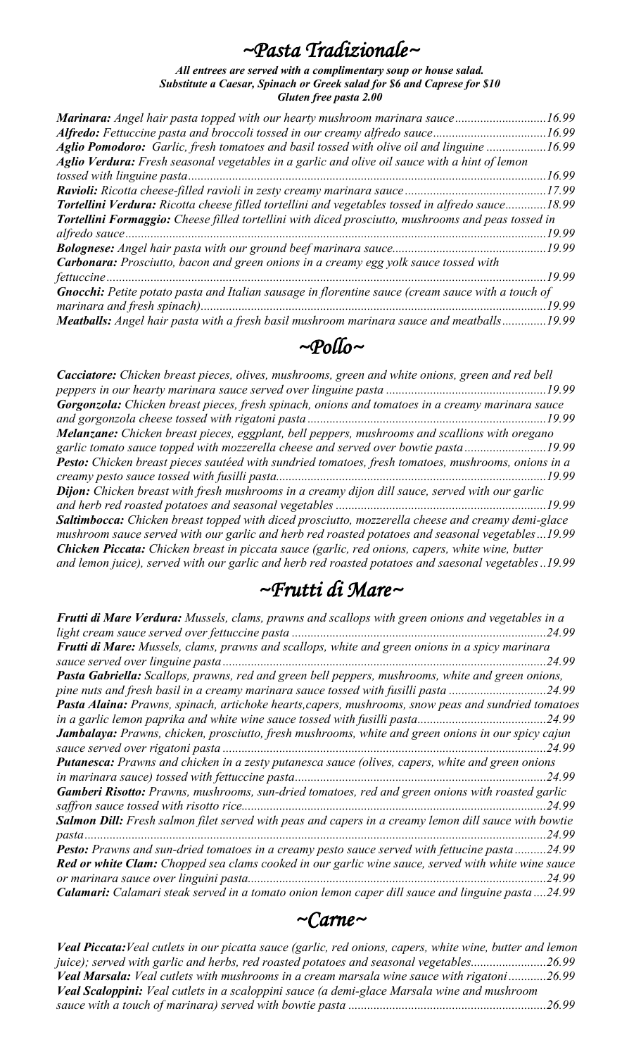# ~Pasta Tradizionale~

***All entrees are served with a complimentary soup or house salad.***
***Substitute a Caesar, Spinach or Greek salad for $6 and Caprese for $10***
***Gluten free pasta 2.00***

***Marinara:*** *Angel hair pasta topped with our hearty mushroom marinara sauce.............................16.99*

***Alfredo:*** *Fettuccine pasta and broccoli tossed in our creamy alfredo sauce....................................16.99*

***Aglio Pomodoro:*** *Garlic, fresh tomatoes and basil tossed with olive oil and linguine ...................16.99*

***Aglio Verdura:*** *Fresh seasonal vegetables in a garlic and olive oil sauce with a hint of lemon tossed with linguine pasta.................................................................................................................16.99*

***Ravioli:*** *Ricotta cheese-filled ravioli in zesty creamy marinara sauce.............................................17.99*

***Tortellini Verdura:*** *Ricotta cheese filled tortellini and vegetables tossed in alfredo sauce.............18.99*

***Tortellini Formaggio:*** *Cheese filled tortellini with diced prosciutto, mushrooms and peas tossed in alfredo sauce.....................................................................................................................................19.99*

***Bolognese:*** *Angel hair pasta with our ground beef marinara sauce.................................................19.99*

***Carbonara:*** *Prosciutto, bacon and green onions in a creamy egg yolk sauce tossed with fettuccine...........................................................................................................................................19.99*

***Gnocchi:*** *Petite potato pasta and Italian sausage in florentine sauce (cream sauce with a touch of marinara and fresh spinach).............................................................................................................19.99*

***Meatballs:*** *Angel hair pasta with a fresh basil mushroom marinara sauce and meatballs..............19.99*

# ~Pollo~

***Cacciatore:*** *Chicken breast pieces, olives, mushrooms, green and white onions, green and red bell peppers in our hearty marinara sauce served over linguine pasta ...................................................19.99*

***Gorgonzola:*** *Chicken breast pieces, fresh spinach, onions and tomatoes in a creamy marinara sauce and gorgonzola cheese tossed with rigatoni pasta ............................................................................19.99*

***Melanzane:*** *Chicken breast pieces, eggplant, bell peppers, mushrooms and scallions with oregano garlic tomato sauce topped with mozzerella cheese and served over bowtie pasta..........................19.99*

***Pesto:*** *Chicken breast pieces sautéed with sundried tomatoes, fresh tomatoes, mushrooms, onions in a creamy pesto sauce tossed with fusilli pasta.......................................................................................19.99*

***Dijon:*** *Chicken breast with fresh mushrooms in a creamy dijon dill sauce, served with our garlic and herb red roasted potatoes and seasonal vegetables ...................................................................19.99*

***Saltimbocca:*** *Chicken breast topped with diced prosciutto, mozzerella cheese and creamy demi-glace mushroom sauce served with our garlic and herb red roasted potatoes and seasonal vegetables...19.99*

***Chicken Piccata:*** *Chicken breast in piccata sauce (garlic, red onions, capers, white wine, butter and lemon juice), served with our garlic and herb red roasted potatoes and saesonal vegetables..19.99*

# ~Frutti di Mare~

***Frutti di Mare Verdura:*** *Mussels, clams, prawns and scallops with green onions and vegetables in a light cream sauce served over fettuccine pasta ..................................................................................24.99*

***Frutti di Mare:*** *Mussels, clams, prawns and scallops, white and green onions in a spicy marinara sauce served over linguine pasta.......................................................................................................24.99*

***Pasta Gabriella:*** *Scallops, prawns, red and green bell peppers, mushrooms, white and green onions, pine nuts and fresh basil in a creamy marinara sauce tossed with fusilli pasta ...............................24.99*

***Pasta Alaina:*** *Prawns, spinach, artichoke hearts,capers, mushrooms, snow peas and sundried tomatoes in a garlic lemon paprika and white wine sauce tossed with fusilli pasta.........................................24.99*

***Jambalaya:*** *Prawns, chicken, prosciutto, fresh mushrooms, white and green onions in our spicy cajun sauce served over rigatoni pasta .......................................................................................................24.99*

***Putanesca:*** *Prawns and chicken in a zesty putanesca sauce (olives, capers, white and green onions in marinara sauce) tossed with fettuccine pasta...............................................................................24.99*

***Gamberi Risotto:*** *Prawns, mushrooms, sun-dried tomatoes, red and green onions with roasted garlic saffron sauce tossed with risotto rice.................................................................................................24.99*

***Salmon Dill:*** *Fresh salmon filet served with peas and capers in a creamy lemon dill sauce with bowtie pasta....................................................................................................................................................24.99*

***Pesto:*** *Prawns and sun-dried tomatoes in a creamy pesto sauce served with fettucine pasta ..........24.99*

***Red or white Clam:*** *Chopped sea clams cooked in our garlic wine sauce, served with white wine sauce or marinara sauce over linguini pasta...............................................................................................24.99*

***Calamari:*** *Calamari steak served in a tomato onion lemon caper dill sauce and linguine pasta ....24.99*

# ~Carne~

***Veal Piccata:*** *Veal cutlets in our picatta sauce (garlic, red onions, capers, white wine, butter and lemon juice); served with garlic and herbs, red roasted potatoes and seasonal vegetables........................26.99*

***Veal Marsala:*** *Veal cutlets with mushrooms in a cream marsala wine sauce with rigatoni............26.99*

***Veal Scaloppini:*** *Veal cutlets in a scaloppini sauce (a demi-glace Marsala wine and mushroom sauce with a touch of marinara) served with bowtie pasta ..............................................................26.99*